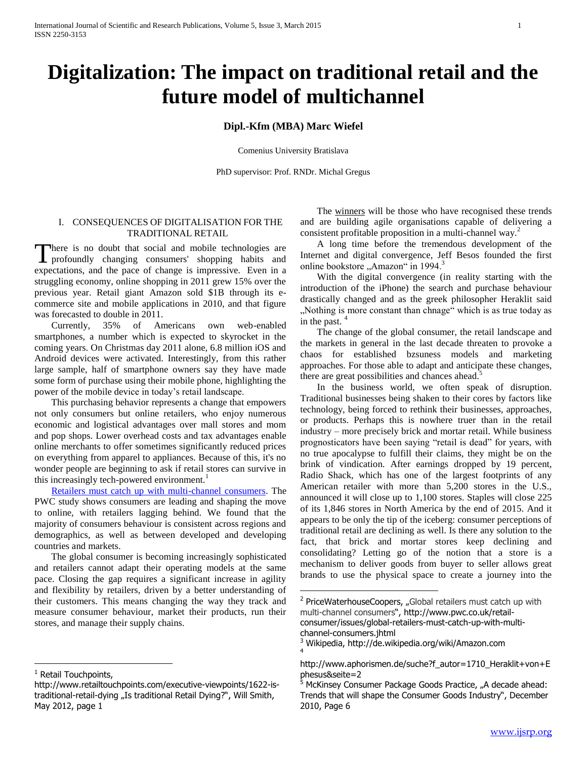# Digitalization: The impact on traditional retail and the future model of multichannel

**Dipl.-Kfm (MBA) Marc Wiefel**

Comenius University Bratislava

PhD supervisor: Prof. RNDr. Michal Gregus

## I. CONSEQUENCES OF DIGITALISATION FOR THE TRADITIONAL RETAIL

There is no doubt that social and mobile technologies are profoundly changing consumers' shopping habits and expectations, and the pace of change is impressive. Even in a struggling economy, online shopping in 2011 grew 15% over the previous year. Retail giant Amazon sold $1B through its e-commerce site and mobile applications in 2010, and that figure was forecasted to double in 2011.

Currently, 35% of Americans own web-enabled smartphones, a number which is expected to skyrocket in the coming years. On Christmas day 2011 alone, 6.8 million iOS and Android devices were activated. Interestingly, from this rather large sample, half of smartphone owners say they have made some form of purchase using their mobile phone, highlighting the power of the mobile device in today's retail landscape.

This purchasing behavior represents a change that empowers not only consumers but online retailers, who enjoy numerous economic and logistical advantages over mall stores and mom and pop shops. Lower overhead costs and tax advantages enable online merchants to offer sometimes significantly reduced prices on everything from apparel to appliances. Because of this, it's no wonder people are beginning to ask if retail stores can survive in this increasingly tech-powered environment.[1]

Retailers must catch up with multi-channel consumers. The PWC study shows consumers are leading and shaping the move to online, with retailers lagging behind. We found that the majority of consumers behaviour is consistent across regions and demographics, as well as between developed and developing countries and markets.

The global consumer is becoming increasingly sophisticated and retailers cannot adapt their operating models at the same pace. Closing the gap requires a significant increase in agility and flexibility by retailers, driven by a better understanding of their customers. This means changing the way they track and measure consumer behaviour, market their products, run their stores, and manage their supply chains.

The winners will be those who have recognised these trends and are building agile organisations capable of delivering a consistent profitable proposition in a multi-channel way.[2]

A long time before the tremendous development of the Internet and digital convergence, Jeff Besos founded the first online bookstore „Amazon" in 1994.[3]

With the digital convergence (in reality starting with the introduction of the iPhone) the search and purchase behaviour drastically changed and as the greek philosopher Heraklit said „Nothing is more constant than chnage" which is as true today as in the past. [4]

The change of the global consumer, the retail landscape and the markets in general in the last decade threaten to provoke a chaos for established bzsuness models and marketing approaches. For those able to adapt and anticipate these changes, there are great possibilities and chances ahead.[5]

In the business world, we often speak of disruption. Traditional businesses being shaken to their cores by factors like technology, being forced to rethink their businesses, approaches, or products. Perhaps this is nowhere truer than in the retail industry – more precisely brick and mortar retail. While business prognosticators have been saying "retail is dead" for years, with no true apocalypse to fulfill their claims, they might be on the brink of vindication. After earnings dropped by 19 percent, Radio Shack, which has one of the largest footprints of any American retailer with more than 5,200 stores in the U.S., announced it will close up to 1,100 stores. Staples will close 225 of its 1,846 stores in North America by the end of 2015. And it appears to be only the tip of the iceberg: consumer perceptions of traditional retail are declining as well. Is there any solution to the fact, that brick and mortar stores keep declining and consolidating? Letting go of the notion that a store is a mechanism to deliver goods from buyer to seller allows great brands to use the physical space to create a journey into the

---

[1] Retail Touchpoints, http://www.retailtouchpoints.com/executive-viewpoints/1622-is-traditional-retail-dying „Is traditional Retail Dying?", Will Smith, May 2012, page 1

[2] PriceWaterhouseCoopers, „Global retailers must catch up with multi-channel consumers", http://www.pwc.co.uk/retail-consumer/issues/global-retailers-must-catch-up-with-multi-channel-consumers.jhtml

[3] Wikipedia, http://de.wikipedia.org/wiki/Amazon.com

[4] http://www.aphorismen.de/suche?f_autor=1710_Heraklit+von+Ephesus&seite=2

[5] McKinsey Consumer Package Goods Practice, „A decade ahead: Trends that will shape the Consumer Goods Industry", December 2010, Page 6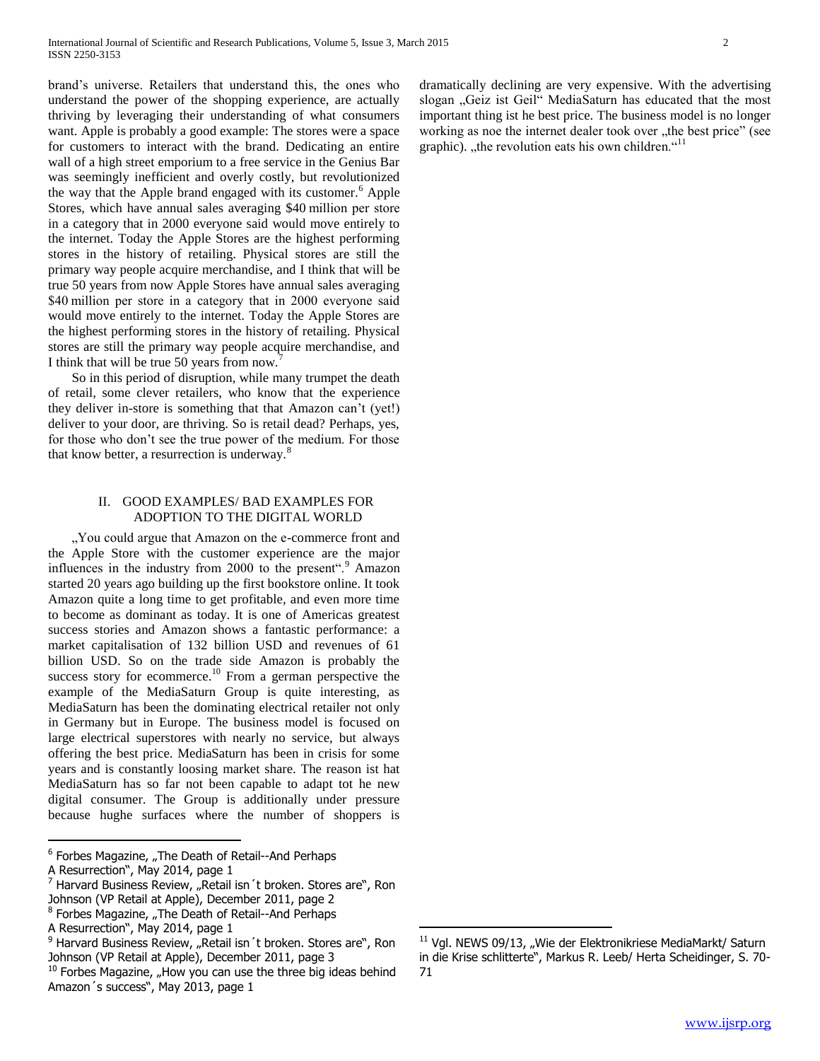brand's universe. Retailers that understand this, the ones who understand the power of the shopping experience, are actually thriving by leveraging their understanding of what consumers want. Apple is probably a good example: The stores were a space for customers to interact with the brand. Dedicating an entire wall of a high street emporium to a free service in the Genius Bar was seemingly inefficient and overly costly, but revolutionized the way that the Apple brand engaged with its customer.[6] Apple Stores, which have annual sales averaging $40 million per store in a category that in 2000 everyone said would move entirely to the internet. Today the Apple Stores are the highest performing stores in the history of retailing. Physical stores are still the primary way people acquire merchandise, and I think that will be true 50 years from now Apple Stores have annual sales averaging $40 million per store in a category that in 2000 everyone said would move entirely to the internet. Today the Apple Stores are the highest performing stores in the history of retailing. Physical stores are still the primary way people acquire merchandise, and I think that will be true 50 years from now.[7]

So in this period of disruption, while many trumpet the death of retail, some clever retailers, who know that the experience they deliver in-store is something that that Amazon can't (yet!) deliver to your door, are thriving. So is retail dead? Perhaps, yes, for those who don't see the true power of the medium. For those that know better, a resurrection is underway.[8]

## II. GOOD EXAMPLES/ BAD EXAMPLES FOR ADOPTION TO THE DIGITAL WORLD

„You could argue that Amazon on the e-commerce front and the Apple Store with the customer experience are the major influences in the industry from 2000 to the present".[9] Amazon started 20 years ago building up the first bookstore online. It took Amazon quite a long time to get profitable, and even more time to become as dominant as today. It is one of Americas greatest success stories and Amazon shows a fantastic performance: a market capitalisation of 132 billion USD and revenues of 61 billion USD. So on the trade side Amazon is probably the success story for ecommerce.[10] From a german perspective the example of the MediaSaturn Group is quite interesting, as MediaSaturn has been the dominating electrical retailer not only in Germany but in Europe. The business model is focused on large electrical superstores with nearly no service, but always offering the best price. MediaSaturn has been in crisis for some years and is constantly loosing market share. The reason ist hat MediaSaturn has so far not been capable to adapt tot he new digital consumer. The Group is additionally under pressure because hughe surfaces where the number of shoppers is dramatically declining are very expensive. With the advertising slogan „Geiz ist Geil" MediaSaturn has educated that the most important thing ist he best price. The business model is no longer working as noe the internet dealer took over „the best price" (see graphic). „the revolution eats his own children."[11]

---

[6] Forbes Magazine, „The Death of Retail--And Perhaps A Resurrection", May 2014, page 1

[7] Harvard Business Review, „Retail isn´t broken. Stores are", Ron Johnson (VP Retail at Apple), December 2011, page 2

[8] Forbes Magazine, „The Death of Retail--And Perhaps A Resurrection", May 2014, page 1

[9] Harvard Business Review, „Retail isn´t broken. Stores are", Ron Johnson (VP Retail at Apple), December 2011, page 3

[10] Forbes Magazine, „How you can use the three big ideas behind Amazon´s success", May 2013, page 1

[11] Vgl. NEWS 09/13, „Wie der Elektronikriese MediaMarkt/ Saturn in die Krise schlitterte", Markus R. Leeb/ Herta Scheidinger, S. 70-71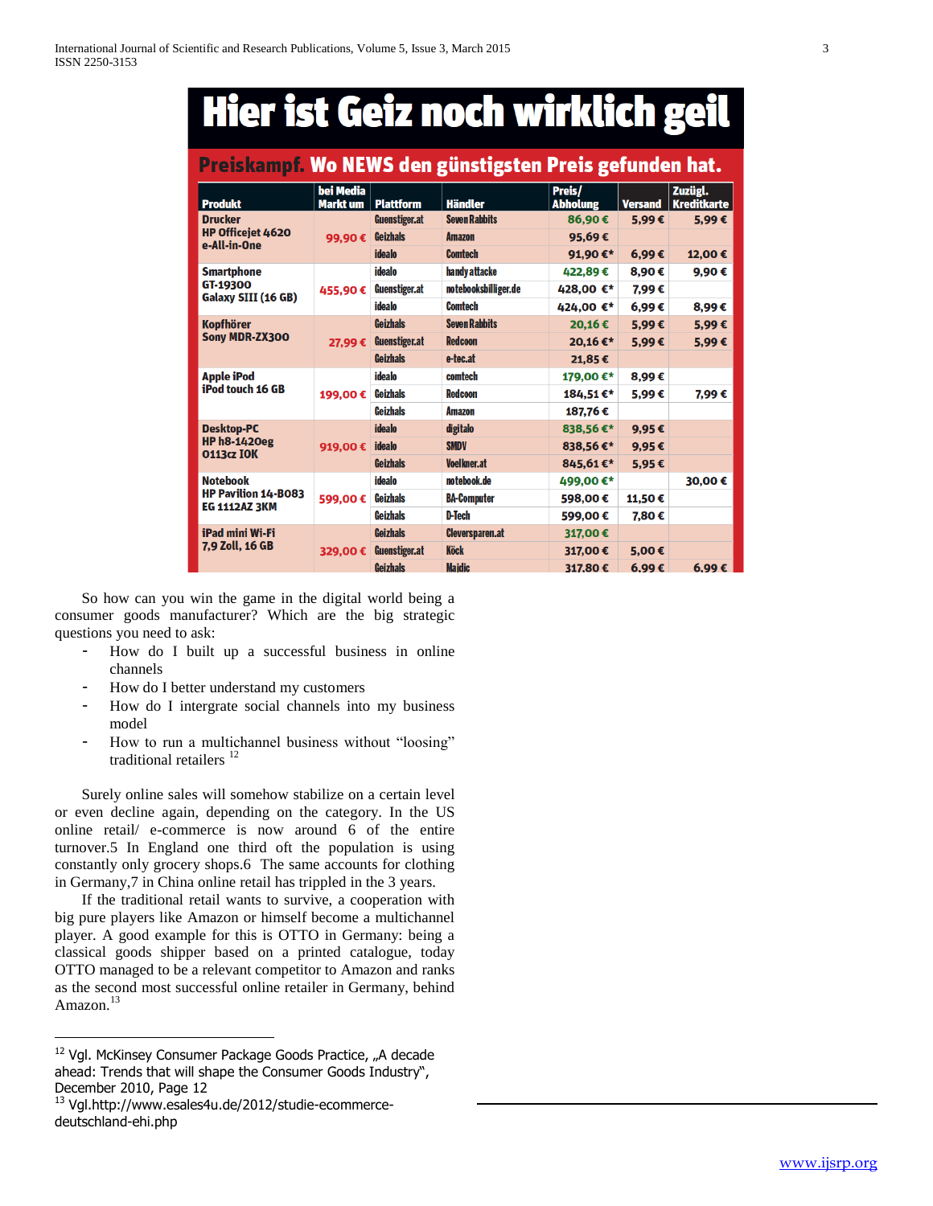# Hier ist Geiz noch wirklich geil

**Preiskampf. Wo NEWS den günstigsten Preis gefunden hat.**

| Produkt | bei Media Markt um | Plattform | Händler | Preis/ Abholung | Versand | Zuzügl. Kreditkarte |
|---|---|---|---|---|---|---|
| Drucker HP Officejet 4620 e-All-in-One | 99,90 € | Guenstiger.at | Seven Rabbits | 86,90 € | 5,99 € | 5,99 € |
| | | Geizhals | Amazon | 95,69 € | | |
| | | idealo | Comtech | 91,90 €* | 6,99 € | 12,00 € |
| Smartphone GT-19300 Galaxy SIII (16 GB) | 455,90 € | idealo | handy attacke | 422,89 € | 8,90 € | 9,90 € |
| | | Guenstiger.at | notebooksbilliger.de | 428,00 €* | 7,99 € | |
| | | idealo | Comtech | 424,00 €* | 6,99 € | 8,99 € |
| Kopfhörer Sony MDR-ZX300 | 27,99 € | Geizhals | Seven Rabbits | 20,16 € | 5,99 € | 5,99 € |
| | | Guenstiger.at | Redcoon | 20,16 €* | 5,99 € | 5,99 € |
| | | Geizhals | e-tec.at | 21,85 € | | |
| Apple iPod iPod touch 16 GB | 199,00 € | idealo | comtech | 179,00 €* | 8,99 € | |
| | | Geizhals | Redcoon | 184,51 €* | 5,99 € | 7,99 € |
| | | Geizhals | Amazon | 187,76 € | | |
| Desktop-PC HP h8-1420eg 0113cz IOK | 919,00 € | idealo | digitalo | 838,56 €* | 9,95 € | |
| | | idealo | SMDV | 838,56 €* | 9,95 € | |
| | | Geizhals | Voelkner.at | 845,61 €* | 5,95 € | |
| Notebook HP Pavilion 14-B083 EG 1112AZ 3KM | 599,00 € | idealo | notebook.de | 499,00 €* | | 30,00 € |
| | | Geizhals | BA-Computer | 598,00 € | 11,50 € | |
| | | Geizhals | D-Tech | 599,00 € | 7,80 € | |
| iPad mini Wi-Fi 7,9 Zoll, 16 GB | 329,00 € | Geizhals | Cleversparen.at | 317,00 € | | |
| | | Guenstiger.at | Köck | 317,00 € | 5,00 € | |
| | | Geizhals | Majdic | 317,80 € | 6,99 € | 6,99 € |

So how can you win the game in the digital world being a consumer goods manufacturer? Which are the big strategic questions you need to ask:

- How do I built up a successful business in online channels
- How do I better understand my customers
- How do I intergrate social channels into my business model
- How to run a multichannel business without "loosing" traditional retailers [12]

Surely online sales will somehow stabilize on a certain level or even decline again, depending on the category. In the US online retail/ e-commerce is now around 6 of the entire turnover.5 In England one third oft the population is using constantly only grocery shops.6 The same accounts for clothing in Germany,7 in China online retail has trippled in the 3 years.

If the traditional retail wants to survive, a cooperation with big pure players like Amazon or himself become a multichannel player. A good example for this is OTTO in Germany: being a classical goods shipper based on a printed catalogue, today OTTO managed to be a relevant competitor to Amazon and ranks as the second most successful online retailer in Germany, behind Amazon.[13]

---

[12] Vgl. McKinsey Consumer Package Goods Practice, „A decade ahead: Trends that will shape the Consumer Goods Industry", December 2010, Page 12

[13] Vgl.http://www.esales4u.de/2012/studie-ecommerce-deutschland-ehi.php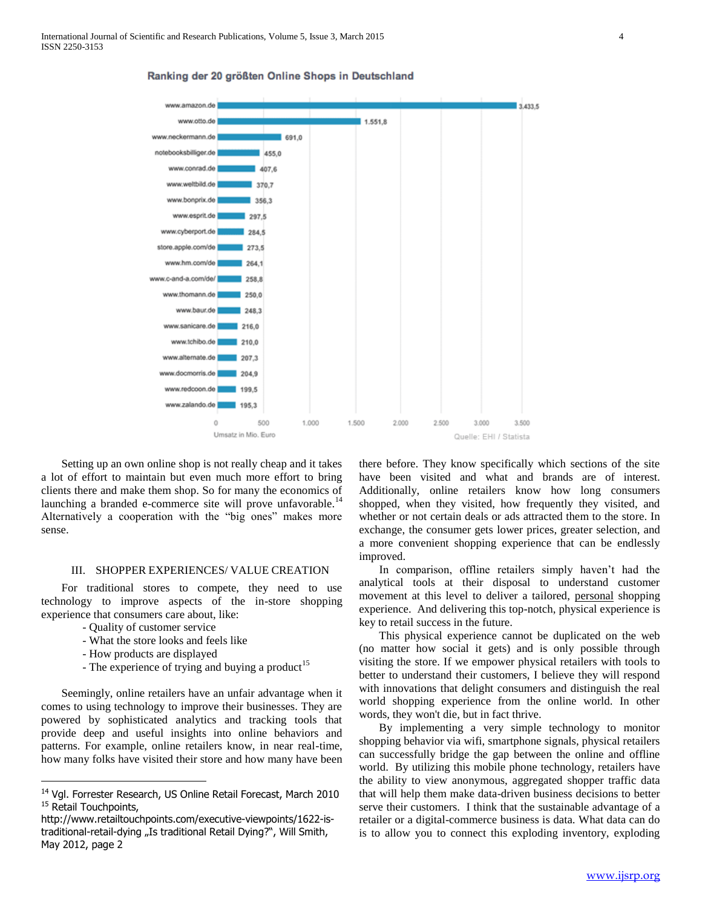**Ranking der 20 größten Online Shops in Deutschland**

| Shop | Umsatz in Mio. Euro |
| --- | --- |
| www.amazon.de | 3.433,5 |
| www.otto.de | 1.551,8 |
| www.neckermann.de | 691,0 |
| notebooksbilliger.de | 455,0 |
| www.conrad.de | 407,6 |
| www.weltbild.de | 370,7 |
| www.bonprix.de | 356,3 |
| www.esprit.de | 297,5 |
| www.cyberport.de | 284,5 |
| store.apple.com/de | 273,5 |
| www.hm.com/de | 264,1 |
| www.c-and-a.com/de/ | 258,8 |
| www.thomann.de | 250,0 |
| www.baur.de | 248,3 |
| www.sanicare.de | 216,0 |
| www.tchibo.de | 210,0 |
| www.alternate.de | 207,3 |
| www.docmorris.de | 204,9 |
| www.redcoon.de | 199,5 |
| www.zalando.de | 195,3 |

Umsatz in Mio. Euro — Quelle: EHI / Statista

Setting up an own online shop is not really cheap and it takes a lot of effort to maintain but even much more effort to bring clients there and make them shop. So for many the economics of launching a branded e-commerce site will prove unfavorable.[14] Alternatively a cooperation with the "big ones" makes more sense.

## III. SHOPPER EXPERIENCES/ VALUE CREATION

For traditional stores to compete, they need to use technology to improve aspects of the in-store shopping experience that consumers care about, like:

- Quality of customer service
- What the store looks and feels like
- How products are displayed
- The experience of trying and buying a product[15]

Seemingly, online retailers have an unfair advantage when it comes to using technology to improve their businesses. They are powered by sophisticated analytics and tracking tools that provide deep and useful insights into online behaviors and patterns. For example, online retailers know, in near real-time, how many folks have visited their store and how many have been there before. They know specifically which sections of the site have been visited and what and brands are of interest. Additionally, online retailers know how long consumers shopped, when they visited, how frequently they visited, and whether or not certain deals or ads attracted them to the store. In exchange, the consumer gets lower prices, greater selection, and a more convenient shopping experience that can be endlessly improved.

In comparison, offline retailers simply haven't had the analytical tools at their disposal to understand customer movement at this level to deliver a tailored, personal shopping experience. And delivering this top-notch, physical experience is key to retail success in the future.

This physical experience cannot be duplicated on the web (no matter how social it gets) and is only possible through visiting the store. If we empower physical retailers with tools to better to understand their customers, I believe they will respond with innovations that delight consumers and distinguish the real world shopping experience from the online world. In other words, they won't die, but in fact thrive.

By implementing a very simple technology to monitor shopping behavior via wifi, smartphone signals, physical retailers can successfully bridge the gap between the online and offline world. By utilizing this mobile phone technology, retailers have the ability to view anonymous, aggregated shopper traffic data that will help them make data-driven business decisions to better serve their customers. I think that the sustainable advantage of a retailer or a digital-commerce business is data. What data can do is to allow you to connect this exploding inventory, exploding

---

[14] Vgl. Forrester Research, US Online Retail Forecast, March 2010

[15] Retail Touchpoints, http://www.retailtouchpoints.com/executive-viewpoints/1622-is-traditional-retail-dying „Is traditional Retail Dying?", Will Smith, May 2012, page 2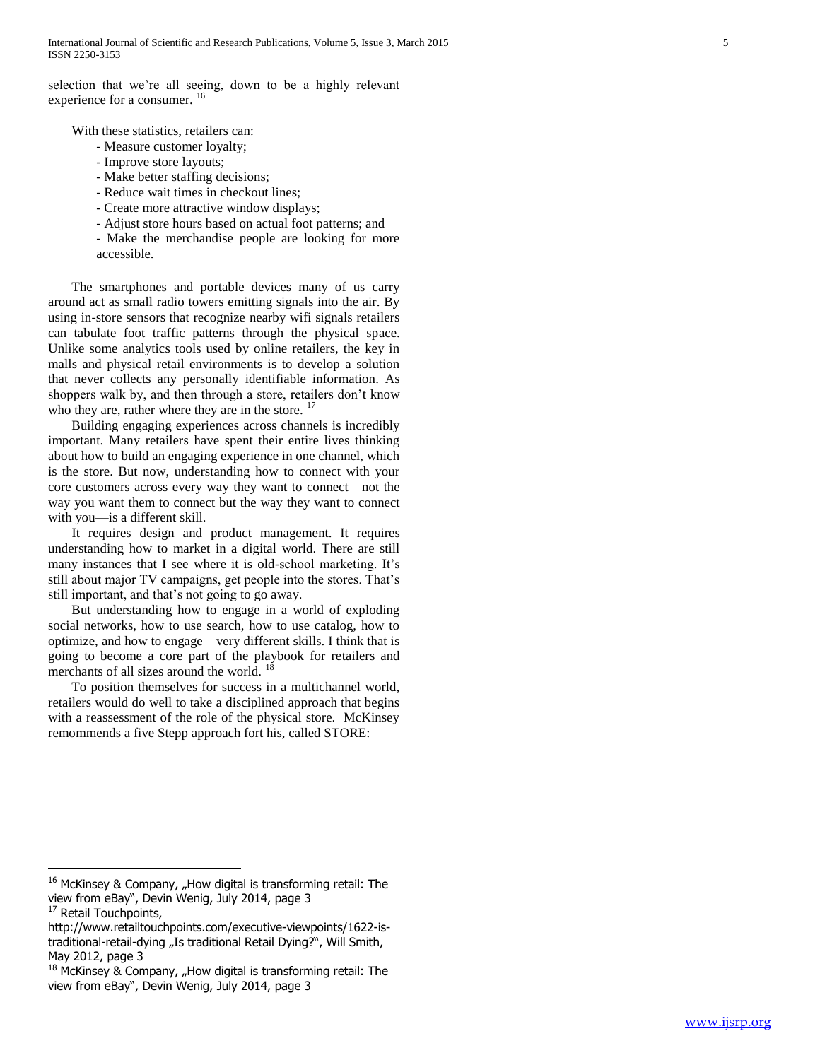selection that we're all seeing, down to be a highly relevant experience for a consumer. [16]

With these statistics, retailers can:

- Measure customer loyalty;
- Improve store layouts;
- Make better staffing decisions;
- Reduce wait times in checkout lines;
- Create more attractive window displays;
- Adjust store hours based on actual foot patterns; and
- Make the merchandise people are looking for more accessible.

The smartphones and portable devices many of us carry around act as small radio towers emitting signals into the air. By using in-store sensors that recognize nearby wifi signals retailers can tabulate foot traffic patterns through the physical space. Unlike some analytics tools used by online retailers, the key in malls and physical retail environments is to develop a solution that never collects any personally identifiable information. As shoppers walk by, and then through a store, retailers don't know who they are, rather where they are in the store. [17]

Building engaging experiences across channels is incredibly important. Many retailers have spent their entire lives thinking about how to build an engaging experience in one channel, which is the store. But now, understanding how to connect with your core customers across every way they want to connect—not the way you want them to connect but the way they want to connect with you—is a different skill.

It requires design and product management. It requires understanding how to market in a digital world. There are still many instances that I see where it is old-school marketing. It's still about major TV campaigns, get people into the stores. That's still important, and that's not going to go away.

But understanding how to engage in a world of exploding social networks, how to use search, how to use catalog, how to optimize, and how to engage—very different skills. I think that is going to become a core part of the playbook for retailers and merchants of all sizes around the world. [18]

To position themselves for success in a multichannel world, retailers would do well to take a disciplined approach that begins with a reassessment of the role of the physical store. McKinsey remommends a five Stepp approach fort his, called STORE:

---

[16] McKinsey & Company, „How digital is transforming retail: The view from eBay", Devin Wenig, July 2014, page 3

[17] Retail Touchpoints, http://www.retailtouchpoints.com/executive-viewpoints/1622-is-traditional-retail-dying „Is traditional Retail Dying?", Will Smith, May 2012, page 3

[18] McKinsey & Company, „How digital is transforming retail: The view from eBay", Devin Wenig, July 2014, page 3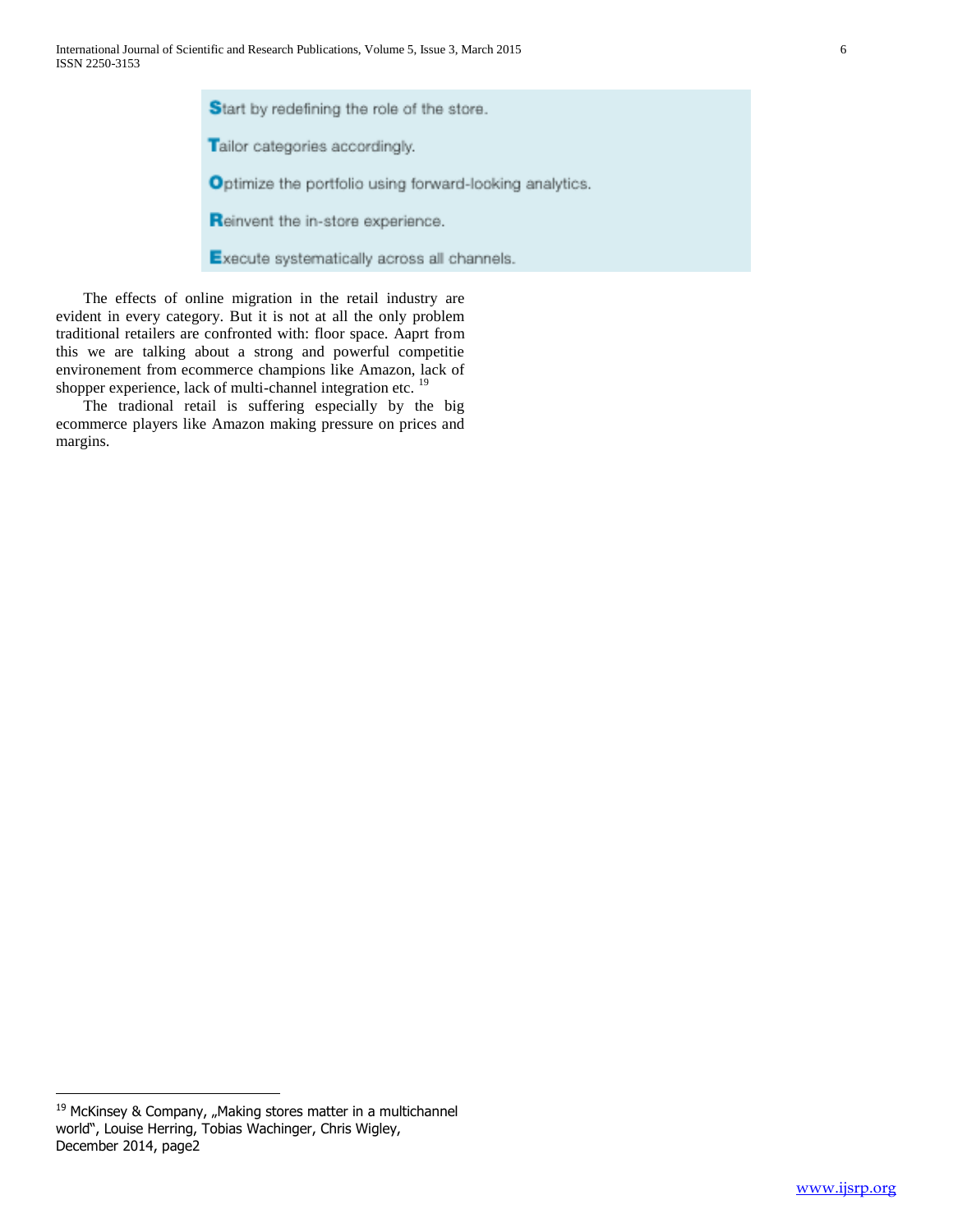**S**tart by redefining the role of the store.

**T**ailor categories accordingly.

**O**ptimize the portfolio using forward-looking analytics.

**R**einvent the in-store experience.

**E**xecute systematically across all channels.

The effects of online migration in the retail industry are evident in every category. But it is not at all the only problem traditional retailers are confronted with: floor space. Aaprt from this we are talking about a strong and powerful competitie environement from ecommerce champions like Amazon, lack of shopper experience, lack of multi-channel integration etc. [19]

The tradional retail is suffering especially by the big ecommerce players like Amazon making pressure on prices and margins.

---

[19] McKinsey & Company, „Making stores matter in a multichannel world", Louise Herring, Tobias Wachinger, Chris Wigley, December 2014, page2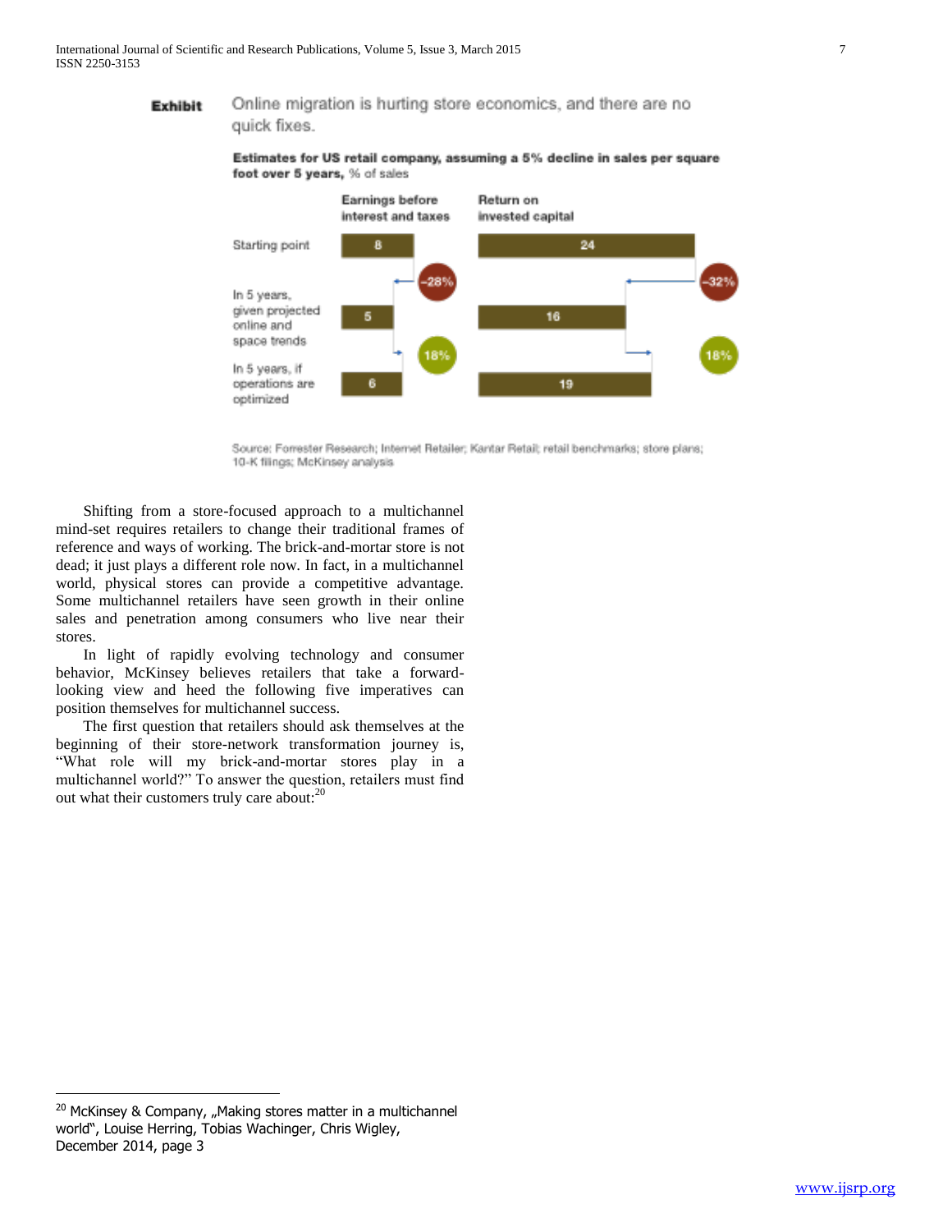**Exhibit** Online migration is hurting store economics, and there are no quick fixes.

**Estimates for US retail company, assuming a 5% decline in sales per square foot over 5 years,** % of sales

| | Earnings before interest and taxes | | Return on invested capital | |
|---|---|---|---|---|
| Starting point | 8 | | 24 | |
| | | −28% | | −32% |
| In 5 years, given projected online and space trends | 5 | | 16 | |
| | | 18% | | 18% |
| In 5 years, if operations are optimized | 6 | | 19 | |

Source: Forrester Research; Internet Retailer; Kantar Retail; retail benchmarks; store plans; 10-K filings; McKinsey analysis

Shifting from a store-focused approach to a multichannel mind-set requires retailers to change their traditional frames of reference and ways of working. The brick-and-mortar store is not dead; it just plays a different role now. In fact, in a multichannel world, physical stores can provide a competitive advantage. Some multichannel retailers have seen growth in their online sales and penetration among consumers who live near their stores.

In light of rapidly evolving technology and consumer behavior, McKinsey believes retailers that take a forward-looking view and heed the following five imperatives can position themselves for multichannel success.

The first question that retailers should ask themselves at the beginning of their store-network transformation journey is, "What role will my brick-and-mortar stores play in a multichannel world?" To answer the question, retailers must find out what their customers truly care about:[20]

---

[20] McKinsey & Company, „Making stores matter in a multichannel world", Louise Herring, Tobias Wachinger, Chris Wigley, December 2014, page 3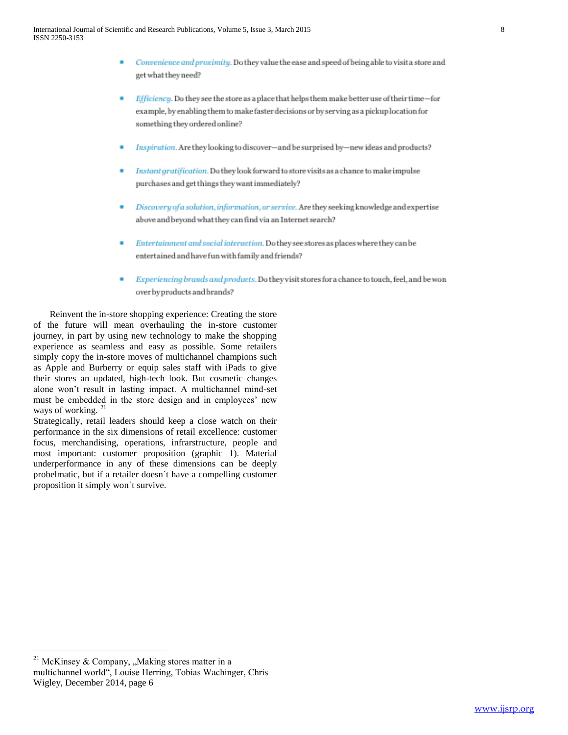- *Convenience and proximity.* Do they value the ease and speed of being able to visit a store and get what they need?
- *Efficiency.* Do they see the store as a place that helps them make better use of their time—for example, by enabling them to make faster decisions or by serving as a pickup location for something they ordered online?
- *Inspiration.* Are they looking to discover—and be surprised by—new ideas and products?
- *Instant gratification.* Do they look forward to store visits as a chance to make impulse purchases and get things they want immediately?
- *Discovery of a solution, information, or service.* Are they seeking knowledge and expertise above and beyond what they can find via an Internet search?
- *Entertainment and social interaction.* Do they see stores as places where they can be entertained and have fun with family and friends?
- *Experiencing brands and products.* Do they visit stores for a chance to touch, feel, and be won over by products and brands?

Reinvent the in-store shopping experience: Creating the store of the future will mean overhauling the in-store customer journey, in part by using new technology to make the shopping experience as seamless and easy as possible. Some retailers simply copy the in-store moves of multichannel champions such as Apple and Burberry or equip sales staff with iPads to give their stores an updated, high-tech look. But cosmetic changes alone won't result in lasting impact. A multichannel mind-set must be embedded in the store design and in employees' new ways of working. [21]

Strategically, retail leaders should keep a close watch on their performance in the six dimensions of retail excellence: customer focus, merchandising, operations, infrarstructure, people and most important: customer proposition (graphic 1). Material underperformance in any of these dimensions can be deeply probelmatic, but if a retailer doesn´t have a compelling customer proposition it simply won´t survive.

---

[21] McKinsey & Company, „Making stores matter in a multichannel world", Louise Herring, Tobias Wachinger, Chris Wigley, December 2014, page 6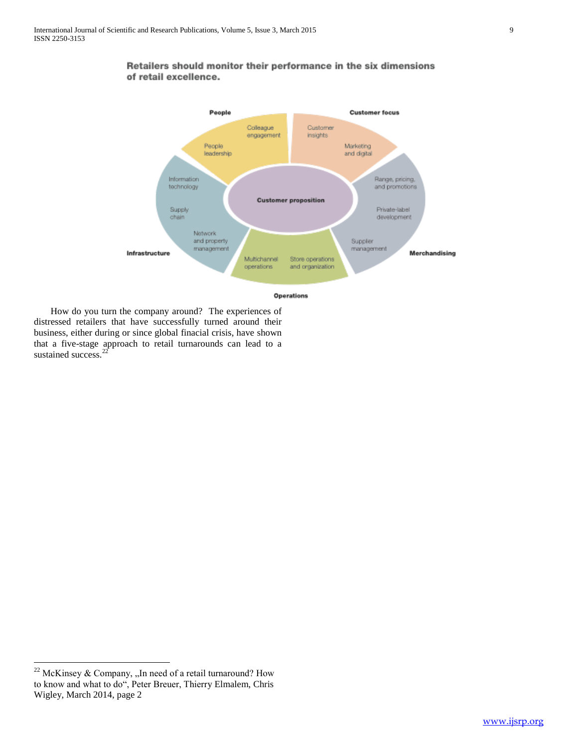**Retailers should monitor their performance in the six dimensions of retail excellence.**

People: Colleague engagement, People leadership

Customer focus: Customer insights, Marketing and digital

Merchandising: Range, pricing, and promotions, Private-label development, Supplier management

Operations: Multichannel operations, Store operations and organization

Infrastructure: Information technology, Supply chain, Network and property management

Customer proposition

How do you turn the company around? The experiences of distressed retailers that have successfully turned around their business, either during or since global finacial crisis, have shown that a five-stage approach to retail turnarounds can lead to a sustained success.[22]

---

[22] McKinsey & Company, „In need of a retail turnaround? How to know and what to do", Peter Breuer, Thierry Elmalem, Chris Wigley, March 2014, page 2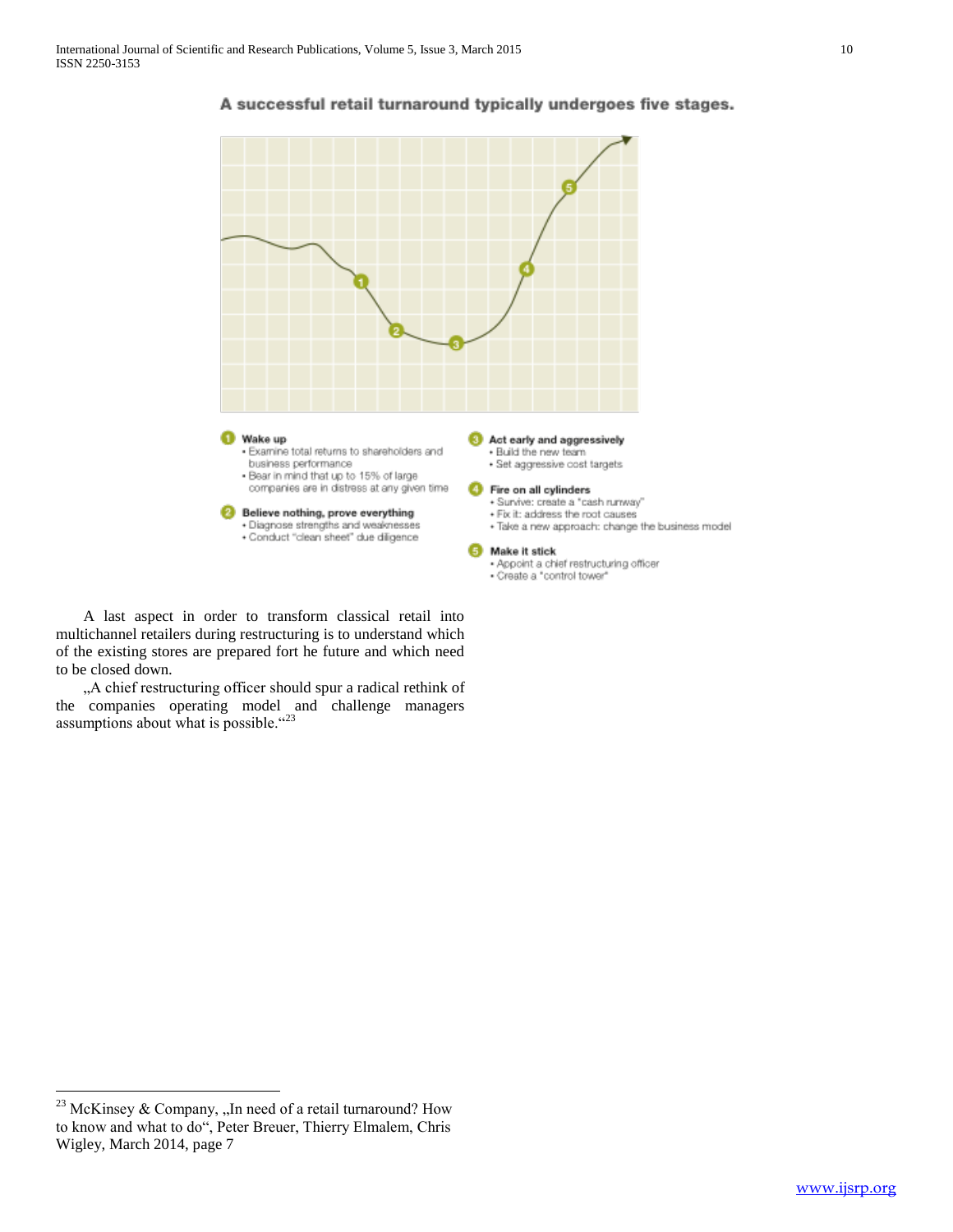**A successful retail turnaround typically undergoes five stages.**

1. **Wake up**
   - Examine total returns to shareholders and business performance
   - Bear in mind that up to 15% of large companies are in distress at any given time
2. **Believe nothing, prove everything**
   - Diagnose strengths and weaknesses
   - Conduct "clean sheet" due diligence
3. **Act early and aggressively**
   - Build the new team
   - Set aggressive cost targets
4. **Fire on all cylinders**
   - Survive: create a "cash runway"
   - Fix it: address the root causes
   - Take a new approach: change the business model
5. **Make it stick**
   - Appoint a chief restructuring officer
   - Create a "control tower"

A last aspect in order to transform classical retail into multichannel retailers during restructuring is to understand which of the existing stores are prepared fort he future and which need to be closed down.

„A chief restructuring officer should spur a radical rethink of the companies operating model and challenge managers assumptions about what is possible."[23]

---

[23] McKinsey & Company, „In need of a retail turnaround? How to know and what to do", Peter Breuer, Thierry Elmalem, Chris Wigley, March 2014, page 7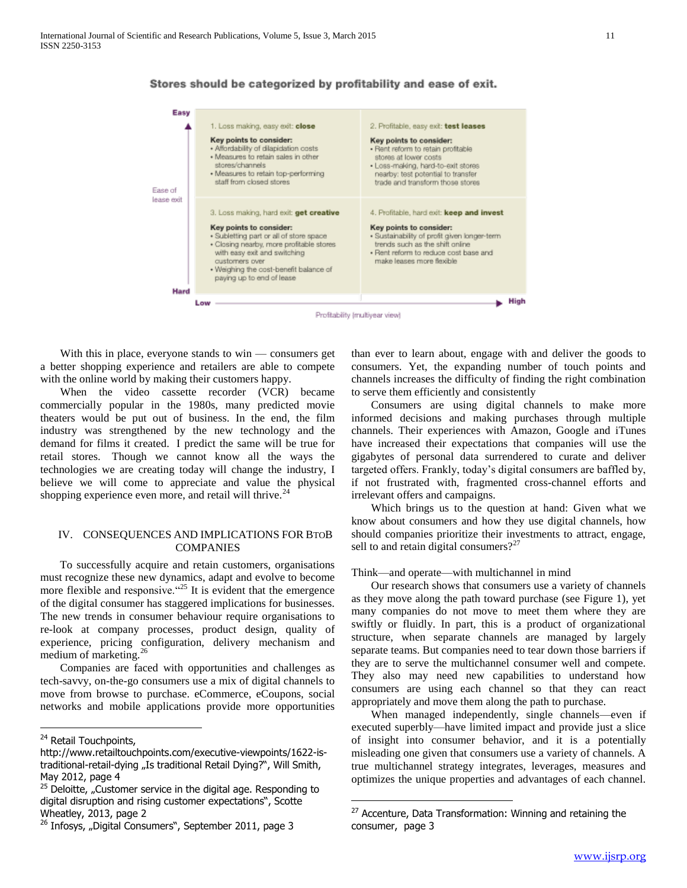**Stores should be categorized by profitability and ease of exit.**

| Ease of lease exit | Low profitability | High profitability |
|---|---|---|
| Easy | 1. Loss making, easy exit: **close**<br>**Key points to consider:**<br>• Affordability of dilapidation costs<br>• Measures to retain sales in other stores/channels<br>• Measures to retain top-performing staff from closed stores | 2. Profitable, easy exit: **test leases**<br>**Key points to consider:**<br>• Rent reform to retain profitable stores at lower costs<br>• Loss-making, hard-to-exit stores nearby: test potential to transfer trade and transform those stores |
| Hard | 3. Loss making, hard exit: **get creative**<br>**Key points to consider:**<br>• Subletting part or all of store space<br>• Closing nearby, more profitable stores with easy exit and switching customers over<br>• Weighing the cost-benefit balance of paying up to end of lease | 4. Profitable, hard exit: **keep and invest**<br>**Key points to consider:**<br>• Sustainability of profit given longer-term trends such as the shift online<br>• Rent reform to reduce cost base and make leases more flexible |

Profitability (multiyear view)

With this in place, everyone stands to win — consumers get a better shopping experience and retailers are able to compete with the online world by making their customers happy.

When the video cassette recorder (VCR) became commercially popular in the 1980s, many predicted movie theaters would be put out of business. In the end, the film industry was strengthened by the new technology and the demand for films it created. I predict the same will be true for retail stores. Though we cannot know all the ways the technologies we are creating today will change the industry, I believe we will come to appreciate and value the physical shopping experience even more, and retail will thrive.[24]

## IV. Consequences and Implications for BtoB Companies

To successfully acquire and retain customers, organisations must recognize these new dynamics, adapt and evolve to become more flexible and responsive."[25] It is evident that the emergence of the digital consumer has staggered implications for businesses. The new trends in consumer behaviour require organisations to re-look at company processes, product design, quality of experience, pricing configuration, delivery mechanism and medium of marketing.[26]

Companies are faced with opportunities and challenges as tech-savvy, on-the-go consumers use a mix of digital channels to move from browse to purchase. eCommerce, eCoupons, social networks and mobile applications provide more opportunities than ever to learn about, engage with and deliver the goods to consumers. Yet, the expanding number of touch points and channels increases the difficulty of finding the right combination to serve them efficiently and consistently

Consumers are using digital channels to make more informed decisions and making purchases through multiple channels. Their experiences with Amazon, Google and iTunes have increased their expectations that companies will use the gigabytes of personal data surrendered to curate and deliver targeted offers. Frankly, today's digital consumers are baffled by, if not frustrated with, fragmented cross-channel efforts and irrelevant offers and campaigns.

Which brings us to the question at hand: Given what we know about consumers and how they use digital channels, how should companies prioritize their investments to attract, engage, sell to and retain digital consumers?[27]

Think—and operate—with multichannel in mind

Our research shows that consumers use a variety of channels as they move along the path toward purchase (see Figure 1), yet many companies do not move to meet them where they are swiftly or fluidly. In part, this is a product of organizational structure, when separate channels are managed by largely separate teams. But companies need to tear down those barriers if they are to serve the multichannel consumer well and compete. They also may need new capabilities to understand how consumers are using each channel so that they can react appropriately and move them along the path to purchase.

When managed independently, single channels—even if executed superbly—have limited impact and provide just a slice of insight into consumer behavior, and it is a potentially misleading one given that consumers use a variety of channels. A true multichannel strategy integrates, leverages, measures and optimizes the unique properties and advantages of each channel.

---

[24] Retail Touchpoints, http://www.retailtouchpoints.com/executive-viewpoints/1622-is-traditional-retail-dying „Is traditional Retail Dying?", Will Smith, May 2012, page 4

[25] Deloitte, „Customer service in the digital age. Responding to digital disruption and rising customer expectations", Scotte Wheatley, 2013, page 2

[26] Infosys, „Digital Consumers", September 2011, page 3

[27] Accenture, Data Transformation: Winning and retaining the consumer, page 3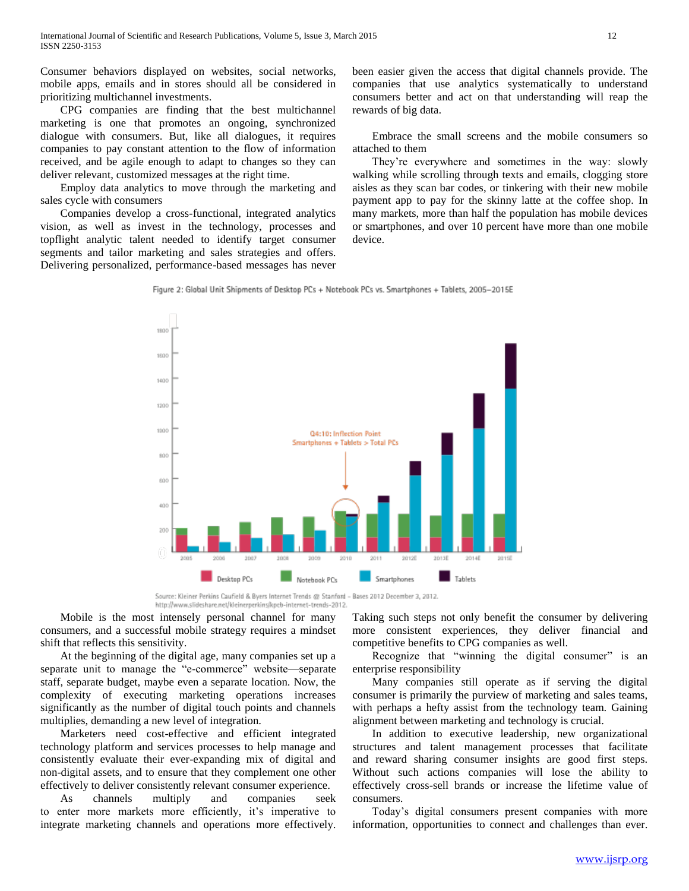Consumer behaviors displayed on websites, social networks, mobile apps, emails and in stores should all be considered in prioritizing multichannel investments.

CPG companies are finding that the best multichannel marketing is one that promotes an ongoing, synchronized dialogue with consumers. But, like all dialogues, it requires companies to pay constant attention to the flow of information received, and be agile enough to adapt to changes so they can deliver relevant, customized messages at the right time.

Employ data analytics to move through the marketing and sales cycle with consumers

Companies develop a cross-functional, integrated analytics vision, as well as invest in the technology, processes and topflight analytic talent needed to identify target consumer segments and tailor marketing and sales strategies and offers. Delivering personalized, performance-based messages has never been easier given the access that digital channels provide. The companies that use analytics systematically to understand consumers better and act on that understanding will reap the rewards of big data.

Embrace the small screens and the mobile consumers so attached to them

They're everywhere and sometimes in the way: slowly walking while scrolling through texts and emails, clogging store aisles as they scan bar codes, or tinkering with their new mobile payment app to pay for the skinny latte at the coffee shop. In many markets, more than half the population has mobile devices or smartphones, and over 10 percent have more than one mobile device.

Figure 2: Global Unit Shipments of Desktop PCs + Notebook PCs vs. Smartphones + Tablets, 2005–2015E

Source: Kleiner Perkins Caufield & Byers Internet Trends @ Stanford – Bases 2012 December 3, 2012. http://www.slideshare.net/kleinerperkins/kpcb-internet-trends-2012.

Mobile is the most intensely personal channel for many consumers, and a successful mobile strategy requires a mindset shift that reflects this sensitivity.

At the beginning of the digital age, many companies set up a separate unit to manage the "e-commerce" website—separate staff, separate budget, maybe even a separate location. Now, the complexity of executing marketing operations increases significantly as the number of digital touch points and channels multiplies, demanding a new level of integration.

Marketers need cost-effective and efficient integrated technology platform and services processes to help manage and consistently evaluate their ever-expanding mix of digital and non-digital assets, and to ensure that they complement one other effectively to deliver consistently relevant consumer experience.

As channels multiply and companies seek to enter more markets more efficiently, it's imperative to integrate marketing channels and operations more effectively. Taking such steps not only benefit the consumer by delivering more consistent experiences, they deliver financial and competitive benefits to CPG companies as well.

Recognize that "winning the digital consumer" is an enterprise responsibility

Many companies still operate as if serving the digital consumer is primarily the purview of marketing and sales teams, with perhaps a hefty assist from the technology team. Gaining alignment between marketing and technology is crucial.

In addition to executive leadership, new organizational structures and talent management processes that facilitate and reward sharing consumer insights are good first steps. Without such actions companies will lose the ability to effectively cross-sell brands or increase the lifetime value of consumers.

Today's digital consumers present companies with more information, opportunities to connect and challenges than ever.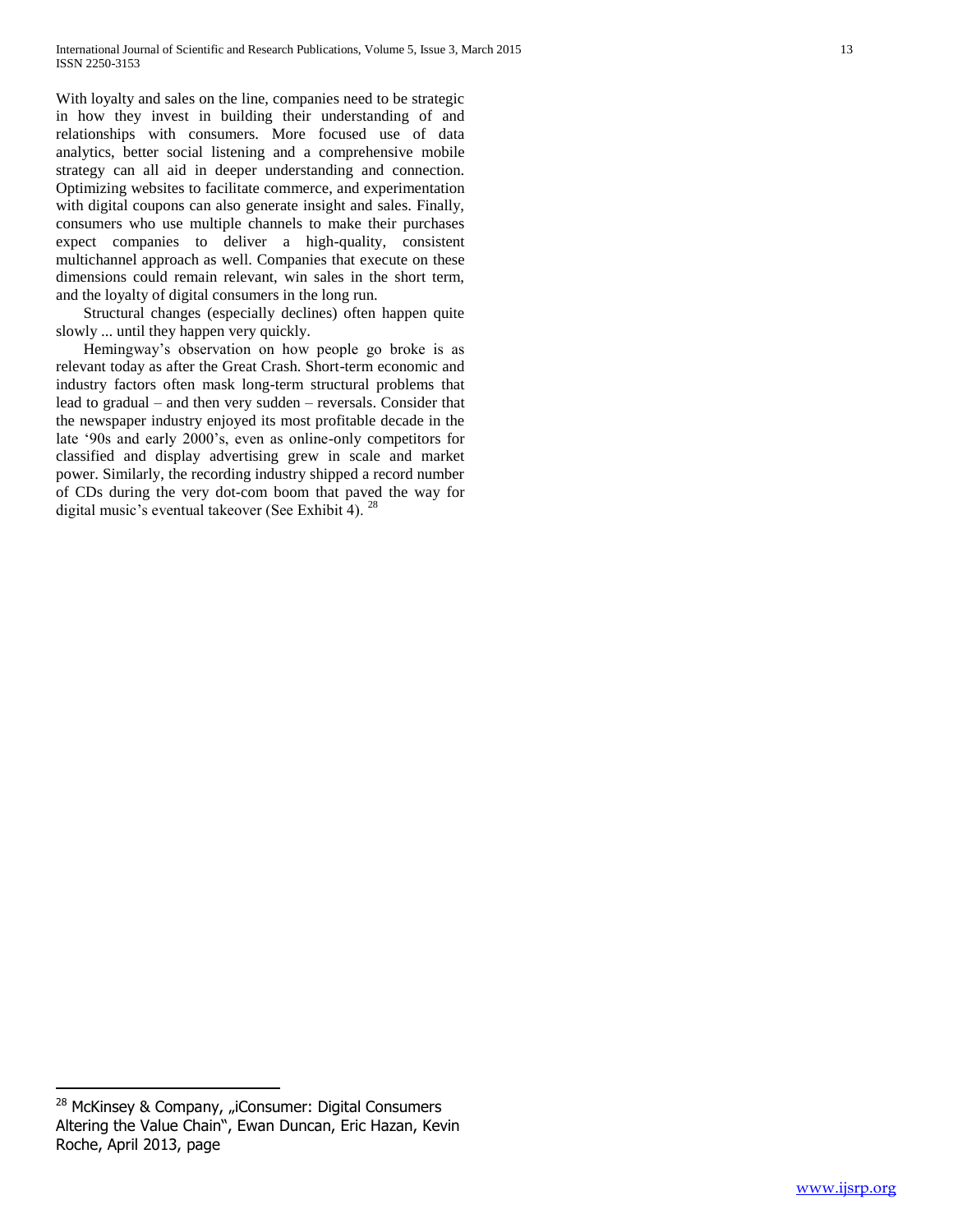With loyalty and sales on the line, companies need to be strategic in how they invest in building their understanding of and relationships with consumers. More focused use of data analytics, better social listening and a comprehensive mobile strategy can all aid in deeper understanding and connection. Optimizing websites to facilitate commerce, and experimentation with digital coupons can also generate insight and sales. Finally, consumers who use multiple channels to make their purchases expect companies to deliver a high-quality, consistent multichannel approach as well. Companies that execute on these dimensions could remain relevant, win sales in the short term, and the loyalty of digital consumers in the long run.

Structural changes (especially declines) often happen quite slowly ... until they happen very quickly.

Hemingway's observation on how people go broke is as relevant today as after the Great Crash. Short-term economic and industry factors often mask long-term structural problems that lead to gradual – and then very sudden – reversals. Consider that the newspaper industry enjoyed its most profitable decade in the late '90s and early 2000's, even as online-only competitors for classified and display advertising grew in scale and market power. Similarly, the recording industry shipped a record number of CDs during the very dot-com boom that paved the way for digital music's eventual takeover (See Exhibit 4). [28]

[28] McKinsey & Company, „iConsumer: Digital Consumers Altering the Value Chain", Ewan Duncan, Eric Hazan, Kevin Roche, April 2013, page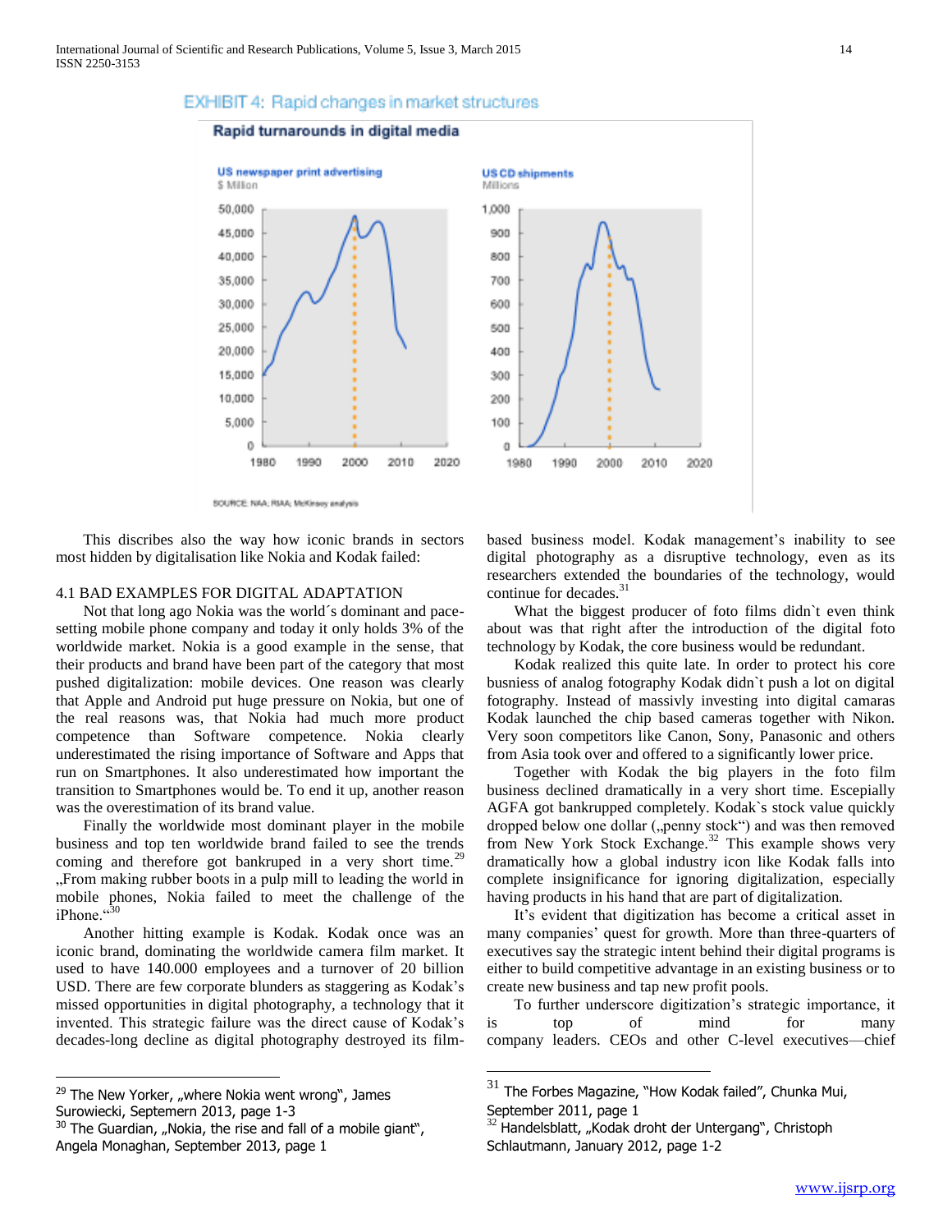EXHIBIT 4: Rapid changes in market structures

**Rapid turnarounds in digital media**

US newspaper print advertising
$ Million

US CD shipments
Millions

SOURCE: NAA; RIAA; McKinsey analysis

This discribes also the way how iconic brands in sectors most hidden by digitalisation like Nokia and Kodak failed:

### 4.1 BAD EXAMPLES FOR DIGITAL ADAPTATION

Not that long ago Nokia was the world´s dominant and pace-setting mobile phone company and today it only holds 3% of the worldwide market. Nokia is a good example in the sense, that their products and brand have been part of the category that most pushed digitalization: mobile devices. One reason was clearly that Apple and Android put huge pressure on Nokia, but one of the real reasons was, that Nokia had much more product competence than Software competence. Nokia clearly underestimated the rising importance of Software and Apps that run on Smartphones. It also underestimated how important the transition to Smartphones would be. To end it up, another reason was the overestimation of its brand value.

Finally the worldwide most dominant player in the mobile business and top ten worldwide brand failed to see the trends coming and therefore got bankruped in a very short time.[29] „From making rubber boots in a pulp mill to leading the world in mobile phones, Nokia failed to meet the challenge of the iPhone.“[30]

Another hitting example is Kodak. Kodak once was an iconic brand, dominating the worldwide camera film market. It used to have 140.000 employees and a turnover of 20 billion USD. There are few corporate blunders as staggering as Kodak's missed opportunities in digital photography, a technology that it invented. This strategic failure was the direct cause of Kodak's decades-long decline as digital photography destroyed its film-based business model. Kodak management's inability to see digital photography as a disruptive technology, even as its researchers extended the boundaries of the technology, would continue for decades.[31]

What the biggest producer of foto films didn`t even think about was that right after the introduction of the digital foto technology by Kodak, the core business would be redundant.

Kodak realized this quite late. In order to protect his core busniess of analog fotography Kodak didn`t push a lot on digital fotography. Instead of massivly investing into digital camaras Kodak launched the chip based cameras together with Nikon. Very soon competitors like Canon, Sony, Panasonic and others from Asia took over and offered to a significantly lower price.

Together with Kodak the big players in the foto film business declined dramatically in a very short time. Escepially AGFA got bankrupped completely. Kodak`s stock value quickly dropped below one dollar („penny stock“) and was then removed from New York Stock Exchange.[32] This example shows very dramatically how a global industry icon like Kodak falls into complete insignificance for ignoring digitalization, especially having products in his hand that are part of digitalization.

It's evident that digitization has become a critical asset in many companies' quest for growth. More than three-quarters of executives say the strategic intent behind their digital programs is either to build competitive advantage in an existing business or to create new business and tap new profit pools.

To further underscore digitization's strategic importance, it is top of mind for many company leaders. CEOs and other C-level executives—chief

---

[29] The New Yorker, „where Nokia went wrong", James Surowiecki, Septemern 2013, page 1-3

[30] The Guardian, „Nokia, the rise and fall of a mobile giant", Angela Monaghan, September 2013, page 1

[31] The Forbes Magazine, "How Kodak failed", Chunka Mui, September 2011, page 1

[32] Handelsblatt, „Kodak droht der Untergang", Christoph Schlautmann, January 2012, page 1-2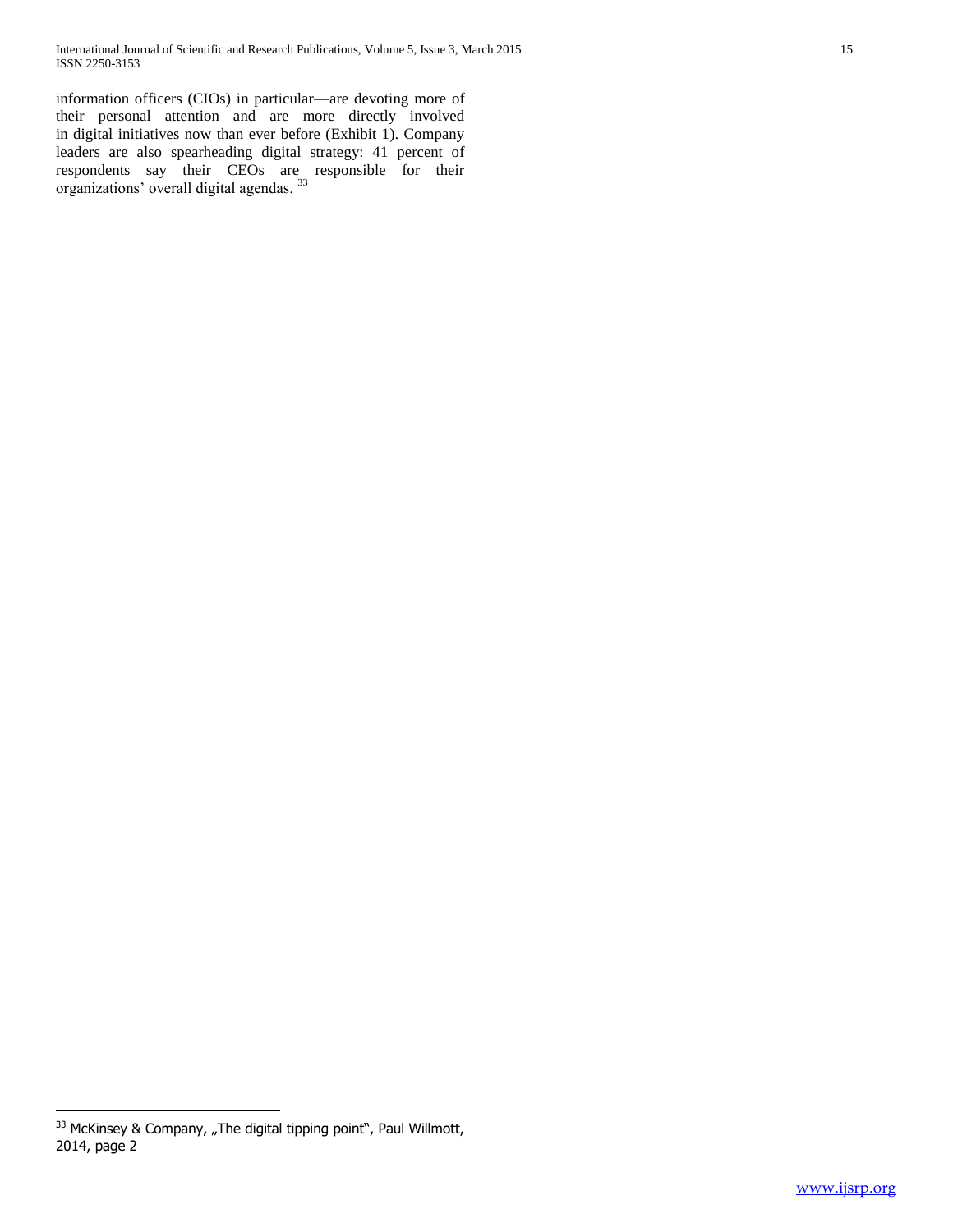information officers (CIOs) in particular—are devoting more of their personal attention and are more directly involved in digital initiatives now than ever before (Exhibit 1). Company leaders are also spearheading digital strategy: 41 percent of respondents say their CEOs are responsible for their organizations' overall digital agendas. [33]

---

[33] McKinsey & Company, „The digital tipping point", Paul Willmott, 2014, page 2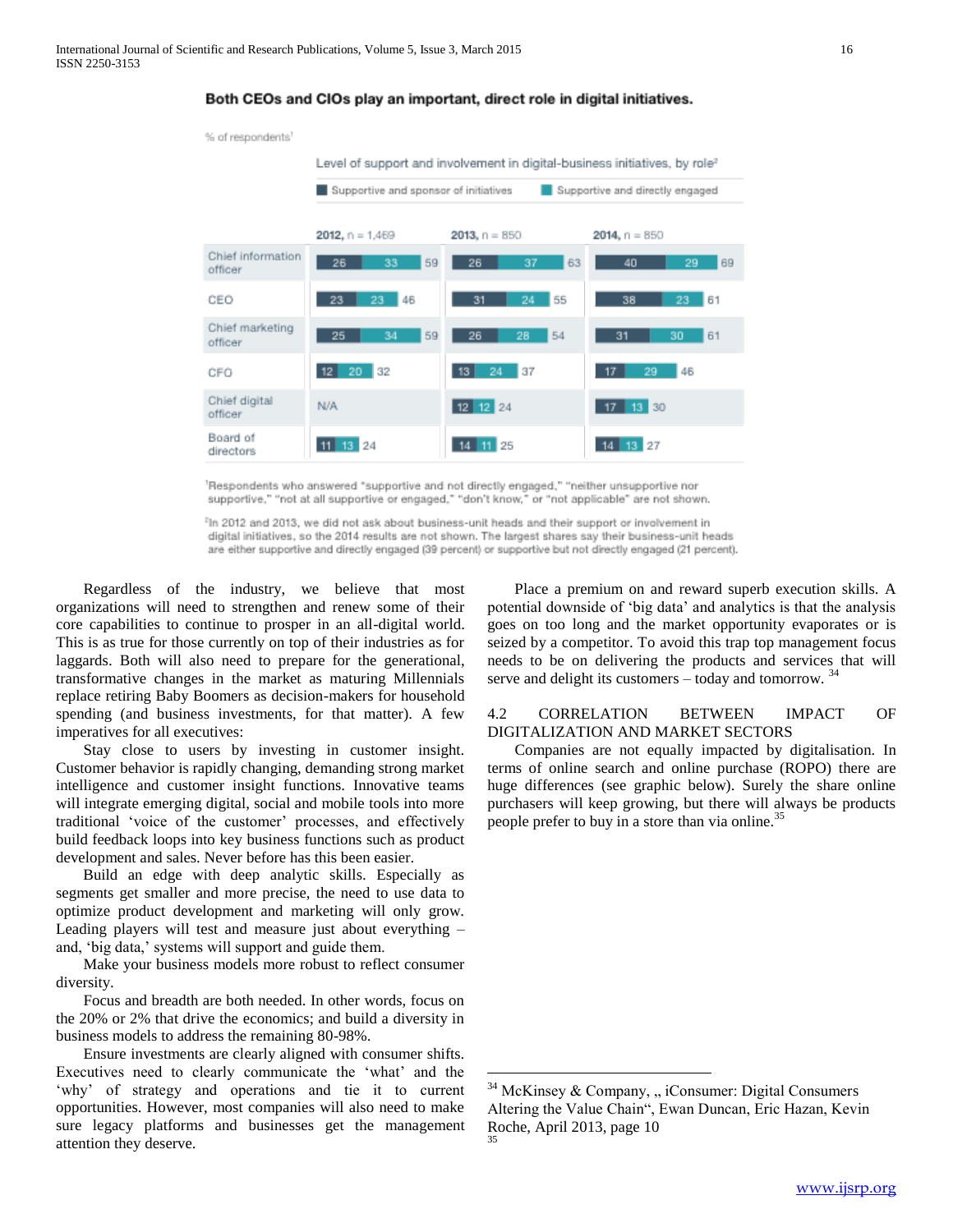**Both CEOs and CIOs play an important, direct role in digital initiatives.**

% of respondents[1]

Level of support and involvement in digital-business initiatives, by role[2]

Supportive and sponsor of initiatives / Supportive and directly engaged

| | 2012, n = 1,469 | | | 2013, n = 850 | | | 2014, n = 850 | | |
|---|---|---|---|---|---|---|---|---|---|
| | Supportive and sponsor of initiatives | Supportive and directly engaged | Total | Supportive and sponsor of initiatives | Supportive and directly engaged | Total | Supportive and sponsor of initiatives | Supportive and directly engaged | Total |
| Chief information officer | 26 | 33 | 59 | 26 | 37 | 63 | 40 | 29 | 69 |
| CEO | 23 | 23 | 46 | 31 | 24 | 55 | 38 | 23 | 61 |
| Chief marketing officer | 25 | 34 | 59 | 26 | 28 | 54 | 31 | 30 | 61 |
| CFO | 12 | 20 | 32 | 13 | 24 | 37 | 17 | 29 | 46 |
| Chief digital officer | N/A | | | 12 | 12 | 24 | 17 | 13 | 30 |
| Board of directors | 11 | 13 | 24 | 14 | 11 | 25 | 14 | 13 | 27 |

[1]Respondents who answered "supportive and not directly engaged," "neither unsupportive nor supportive," "not at all supportive or engaged," "don't know," or "not applicable" are not shown.

[2]In 2012 and 2013, we did not ask about business-unit heads and their support or involvement in digital initiatives, so the 2014 results are not shown. The largest shares say their business-unit heads are either supportive and directly engaged (39 percent) or supportive but not directly engaged (21 percent).

Regardless of the industry, we believe that most organizations will need to strengthen and renew some of their core capabilities to continue to prosper in an all-digital world. This is as true for those currently on top of their industries as for laggards. Both will also need to prepare for the generational, transformative changes in the market as maturing Millennials replace retiring Baby Boomers as decision-makers for household spending (and business investments, for that matter). A few imperatives for all executives:

Stay close to users by investing in customer insight. Customer behavior is rapidly changing, demanding strong market intelligence and customer insight functions. Innovative teams will integrate emerging digital, social and mobile tools into more traditional 'voice of the customer' processes, and effectively build feedback loops into key business functions such as product development and sales. Never before has this been easier.

Build an edge with deep analytic skills. Especially as segments get smaller and more precise, the need to use data to optimize product development and marketing will only grow. Leading players will test and measure just about everything – and, 'big data,' systems will support and guide them.

Make your business models more robust to reflect consumer diversity.

Focus and breadth are both needed. In other words, focus on the 20% or 2% that drive the economics; and build a diversity in business models to address the remaining 80-98%.

Ensure investments are clearly aligned with consumer shifts. Executives need to clearly communicate the 'what' and the 'why' of strategy and operations and tie it to current opportunities. However, most companies will also need to make sure legacy platforms and businesses get the management attention they deserve.

Place a premium on and reward superb execution skills. A potential downside of 'big data' and analytics is that the analysis goes on too long and the market opportunity evaporates or is seized by a competitor. To avoid this trap top management focus needs to be on delivering the products and services that will serve and delight its customers – today and tomorrow. [34]

## 4.2 CORRELATION BETWEEN IMPACT OF DIGITALIZATION AND MARKET SECTORS

Companies are not equally impacted by digitalisation. In terms of online search and online purchase (ROPO) there are huge differences (see graphic below). Surely the share online purchasers will keep growing, but there will always be products people prefer to buy in a store than via online.[35]

---

[34] McKinsey & Company, „ iConsumer: Digital Consumers Altering the Value Chain", Ewan Duncan, Eric Hazan, Kevin Roche, April 2013, page 10

[35]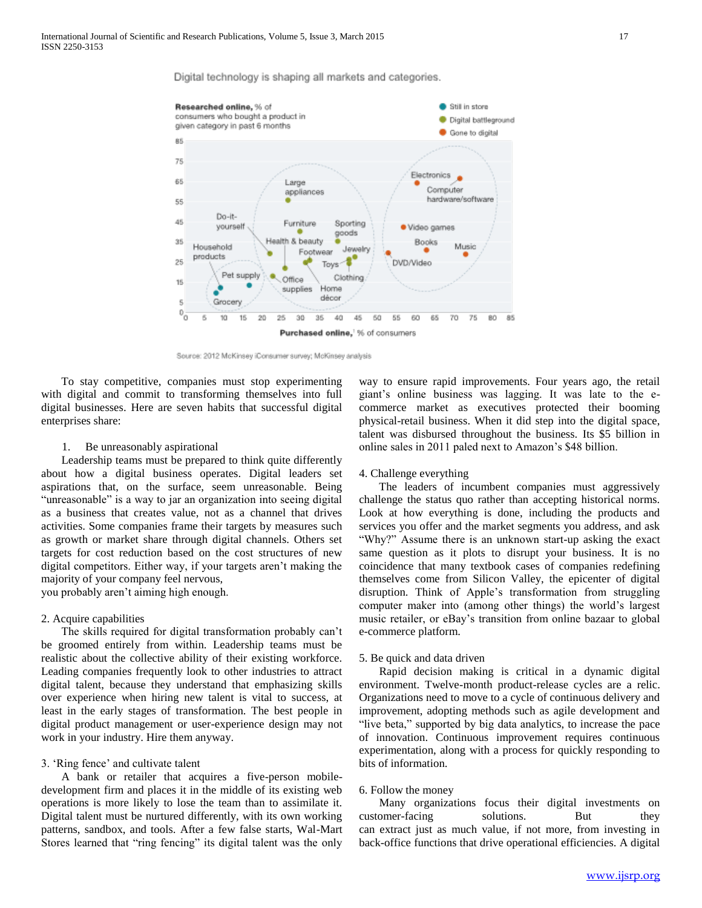Digital technology is shaping all markets and categories.

**Researched online,** % of consumers who bought a product in given category in past 6 months

- Still in store
- Digital battleground
- Gone to digital

**Purchased online,**[1] % of consumers

Source: 2012 McKinsey iConsumer survey; McKinsey analysis

To stay competitive, companies must stop experimenting with digital and commit to transforming themselves into full digital businesses. Here are seven habits that successful digital enterprises share:

1. Be unreasonably aspirational

Leadership teams must be prepared to think quite differently about how a digital business operates. Digital leaders set aspirations that, on the surface, seem unreasonable. Being "unreasonable" is a way to jar an organization into seeing digital as a business that creates value, not as a channel that drives activities. Some companies frame their targets by measures such as growth or market share through digital channels. Others set targets for cost reduction based on the cost structures of new digital competitors. Either way, if your targets aren't making the majority of your company feel nervous,
you probably aren't aiming high enough.

2. Acquire capabilities

The skills required for digital transformation probably can't be groomed entirely from within. Leadership teams must be realistic about the collective ability of their existing workforce. Leading companies frequently look to other industries to attract digital talent, because they understand that emphasizing skills over experience when hiring new talent is vital to success, at least in the early stages of transformation. The best people in digital product management or user-experience design may not work in your industry. Hire them anyway.

3. 'Ring fence' and cultivate talent

A bank or retailer that acquires a five-person mobile-development firm and places it in the middle of its existing web operations is more likely to lose the team than to assimilate it. Digital talent must be nurtured differently, with its own working patterns, sandbox, and tools. After a few false starts, Wal-Mart Stores learned that "ring fencing" its digital talent was the only way to ensure rapid improvements. Four years ago, the retail giant's online business was lagging. It was late to the e-commerce market as executives protected their booming physical-retail business. When it did step into the digital space, talent was disbursed throughout the business. Its $5 billion in online sales in 2011 paled next to Amazon's $48 billion.

4. Challenge everything

The leaders of incumbent companies must aggressively challenge the status quo rather than accepting historical norms. Look at how everything is done, including the products and services you offer and the market segments you address, and ask "Why?" Assume there is an unknown start-up asking the exact same question as it plots to disrupt your business. It is no coincidence that many textbook cases of companies redefining themselves come from Silicon Valley, the epicenter of digital disruption. Think of Apple's transformation from struggling computer maker into (among other things) the world's largest music retailer, or eBay's transition from online bazaar to global e-commerce platform.

5. Be quick and data driven

Rapid decision making is critical in a dynamic digital environment. Twelve-month product-release cycles are a relic. Organizations need to move to a cycle of continuous delivery and improvement, adopting methods such as agile development and "live beta," supported by big data analytics, to increase the pace of innovation. Continuous improvement requires continuous experimentation, along with a process for quickly responding to bits of information.

6. Follow the money

Many organizations focus their digital investments on customer-facing solutions. But they can extract just as much value, if not more, from investing in back-office functions that drive operational efficiencies. A digital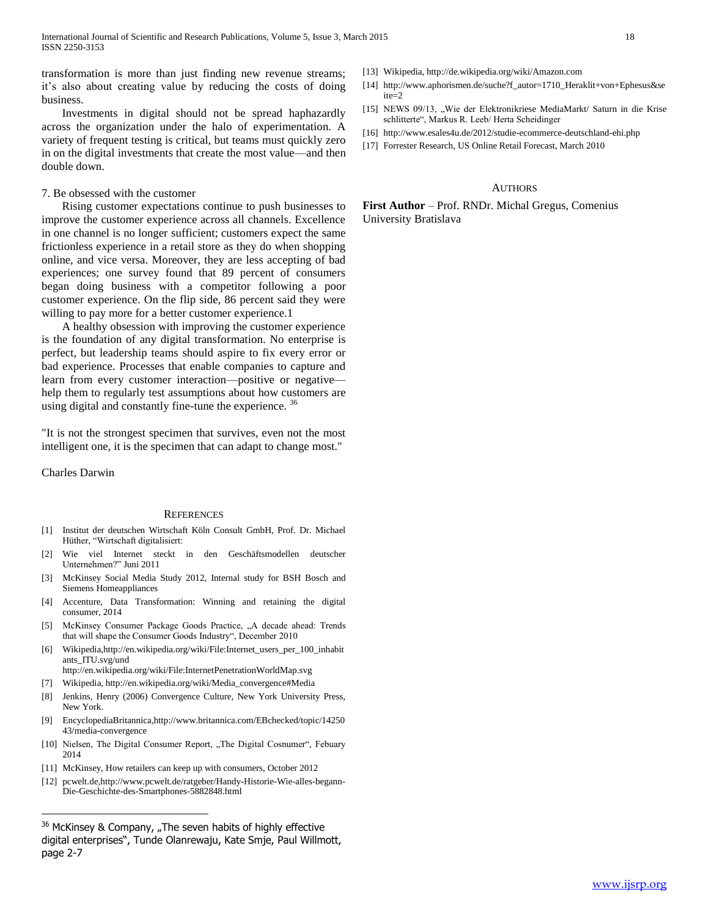transformation is more than just finding new revenue streams; it's also about creating value by reducing the costs of doing business.

Investments in digital should not be spread haphazardly across the organization under the halo of experimentation. A variety of frequent testing is critical, but teams must quickly zero in on the digital investments that create the most value—and then double down.

7. Be obsessed with the customer

Rising customer expectations continue to push businesses to improve the customer experience across all channels. Excellence in one channel is no longer sufficient; customers expect the same frictionless experience in a retail store as they do when shopping online, and vice versa. Moreover, they are less accepting of bad experiences; one survey found that 89 percent of consumers began doing business with a competitor following a poor customer experience. On the flip side, 86 percent said they were willing to pay more for a better customer experience.1

A healthy obsession with improving the customer experience is the foundation of any digital transformation. No enterprise is perfect, but leadership teams should aspire to fix every error or bad experience. Processes that enable companies to capture and learn from every customer interaction—positive or negative—help them to regularly test assumptions about how customers are using digital and constantly fine-tune the experience. [36]

"It is not the strongest specimen that survives, even not the most intelligent one, it is the specimen that can adapt to change most."

Charles Darwin

## References

[1] Institut der deutschen Wirtschaft Köln Consult GmbH, Prof. Dr. Michael Hüther, "Wirtschaft digitalisiert:

[2] Wie viel Internet steckt in den Geschäftsmodellen deutscher Unternehmen?" Juni 2011

[3] McKinsey Social Media Study 2012, Internal study for BSH Bosch and Siemens Homeappliances

[4] Accenture, Data Transformation: Winning and retaining the digital consumer, 2014

[5] McKinsey Consumer Package Goods Practice, „A decade ahead: Trends that will shape the Consumer Goods Industry", December 2010

[6] Wikipedia,http://en.wikipedia.org/wiki/File:Internet_users_per_100_inhabitants_ITU.svg/und http://en.wikipedia.org/wiki/File:InternetPenetrationWorldMap.svg

[7] Wikipedia, http://en.wikipedia.org/wiki/Media_convergence#Media

[8] Jenkins, Henry (2006) Convergence Culture, New York University Press, New York.

[9] EncyclopediaBritannica,http://www.britannica.com/EBchecked/topic/1425043/media-convergence

[10] Nielsen, The Digital Consumer Report, „The Digital Cosnumer", Febuary 2014

[11] McKinsey, How retailers can keep up with consumers, October 2012

[12] pcwelt.de,http://www.pcwelt.de/ratgeber/Handy-Historie-Wie-alles-begann-Die-Geschichte-des-Smartphones-5882848.html

[13] Wikipedia, http://de.wikipedia.org/wiki/Amazon.com

[14] http://www.aphorismen.de/suche?f_autor=1710_Heraklit+von+Ephesus&seite=2

[15] NEWS 09/13, „Wie der Elektronikriese MediaMarkt/ Saturn in die Krise schlitterte", Markus R. Leeb/ Herta Scheidinger

[16] http://www.esales4u.de/2012/studie-ecommerce-deutschland-ehi.php

[17] Forrester Research, US Online Retail Forecast, March 2010

## Authors

**First Author** – Prof. RNDr. Michal Gregus, Comenius University Bratislava

---

[36] McKinsey & Company, „The seven habits of highly effective digital enterprises", Tunde Olanrewaju, Kate Smje, Paul Willmott, page 2-7